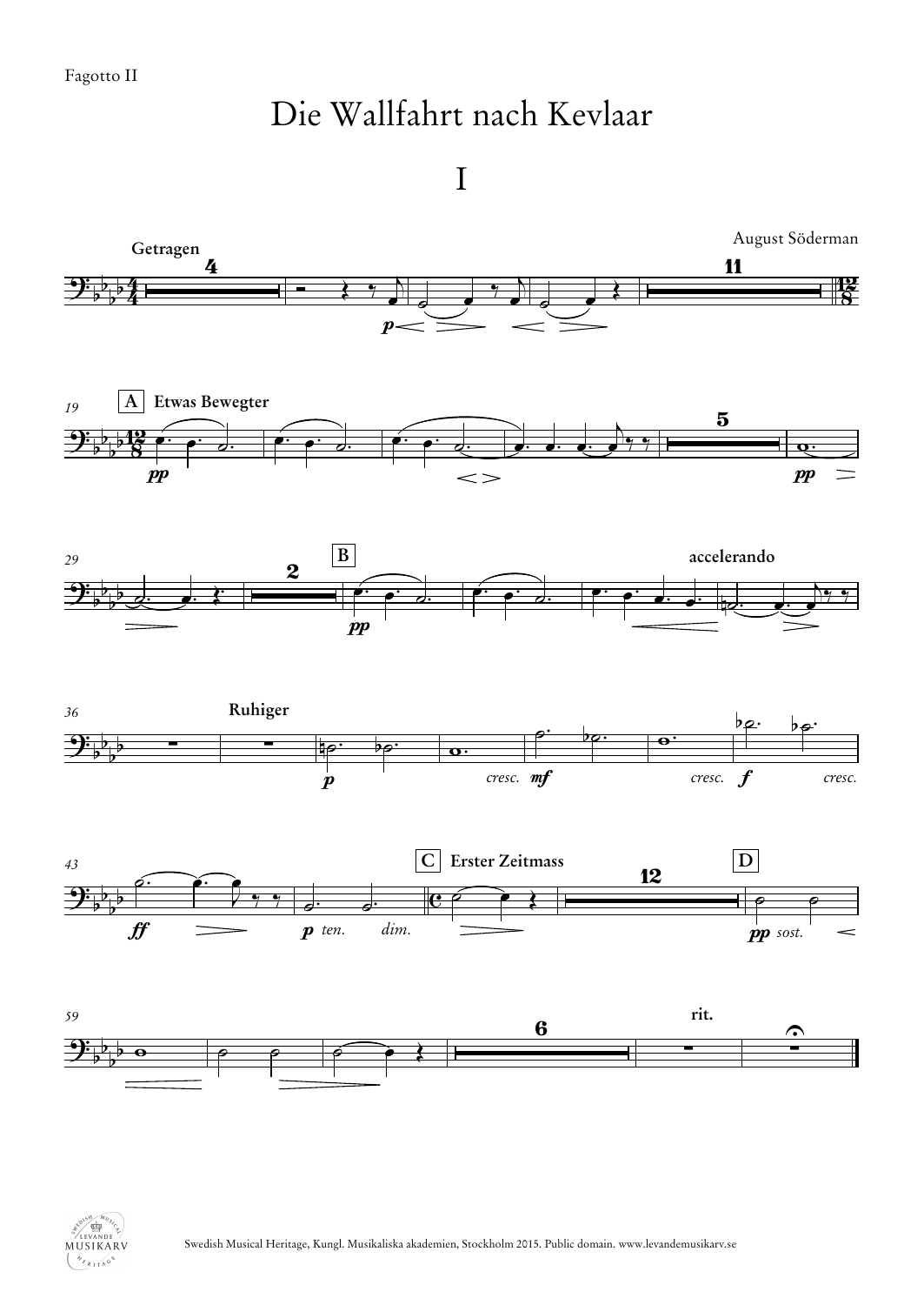Fagotto II

# Die Wallfahrt nach Kevlaar

## I

August Söderman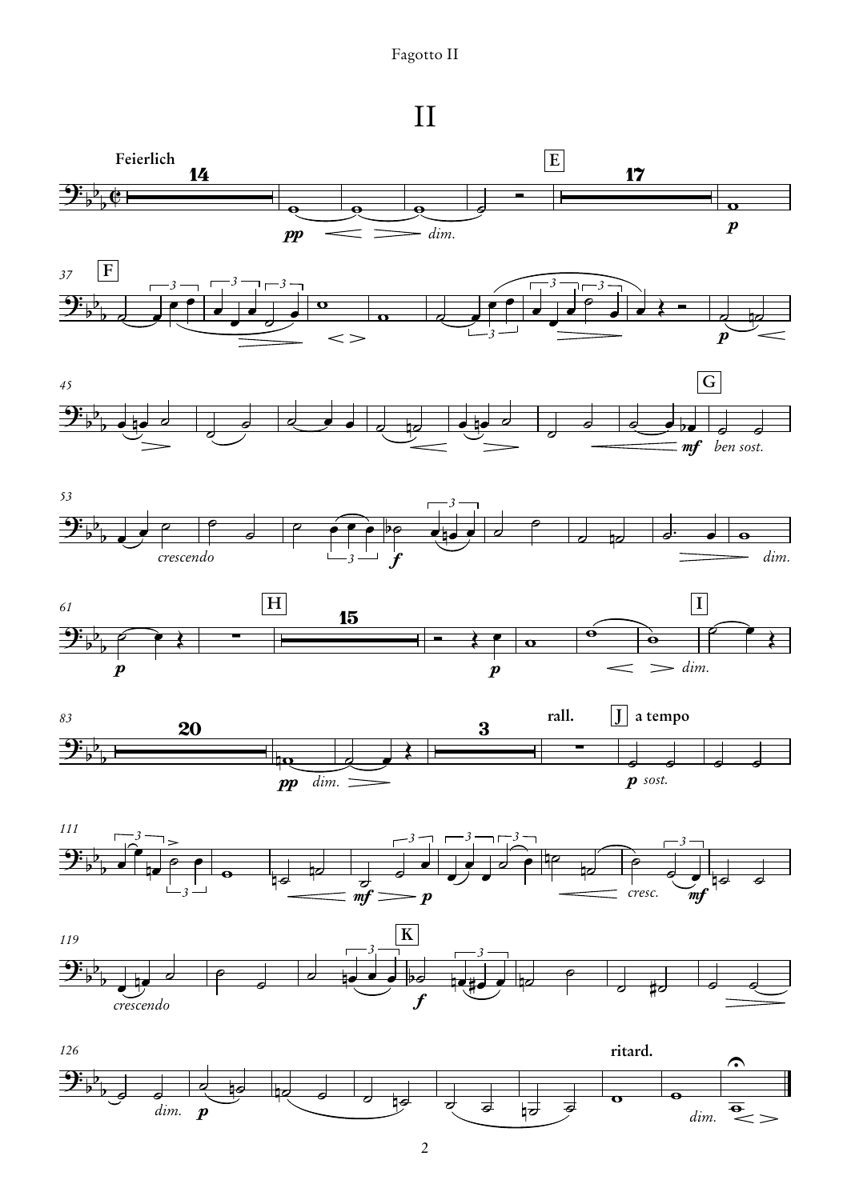# II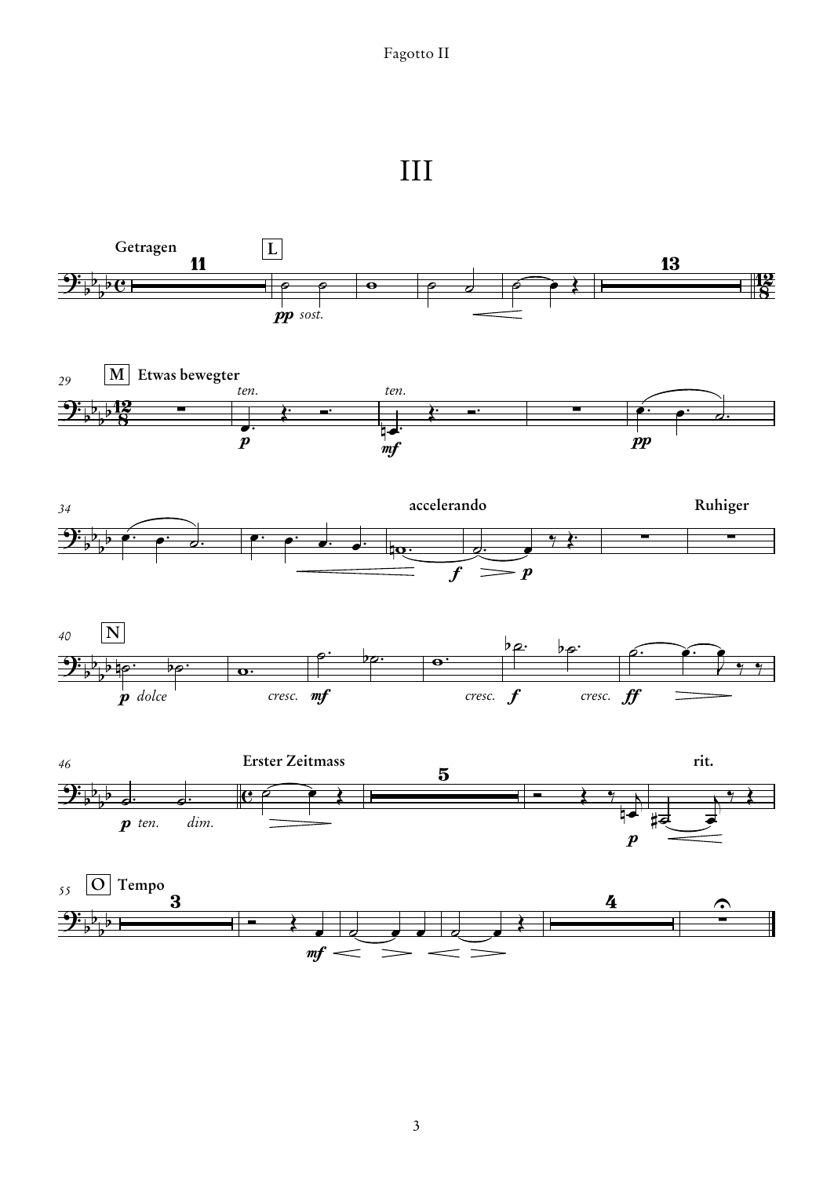# III